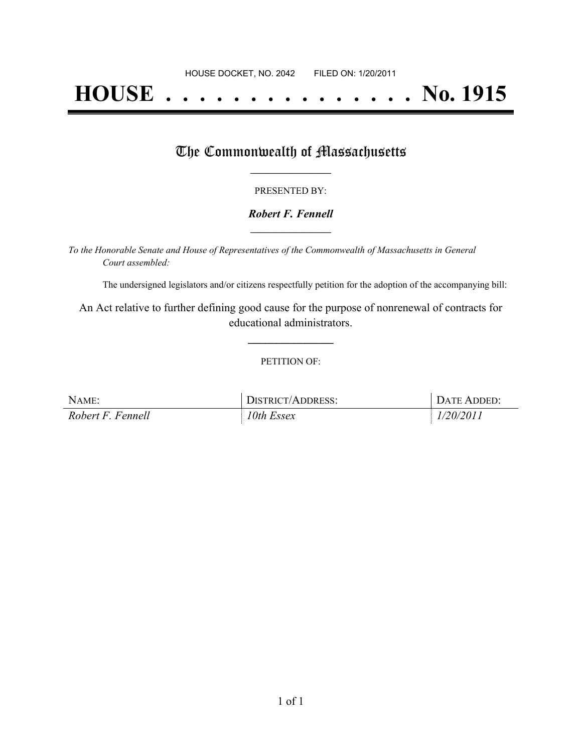HOUSE DOCKET, NO. 2042 FILED ON: 1/20/2011

# HOUSE . . . . . . . . . . . . . . . No. 1915

## The Commonwealth of Massachusetts

PRESENTED BY:

***Robert F. Fennell***

*To the Honorable Senate and House of Representatives of the Commonwealth of Massachusetts in General Court assembled:*

The undersigned legislators and/or citizens respectfully petition for the adoption of the accompanying bill:

An Act relative to further defining good cause for the purpose of nonrenewal of contracts for educational administrators.

PETITION OF:

| NAME: | DISTRICT/ADDRESS: | DATE ADDED: |
| --- | --- | --- |
| *Robert F. Fennell* | *10th Essex* | *1/20/2011* |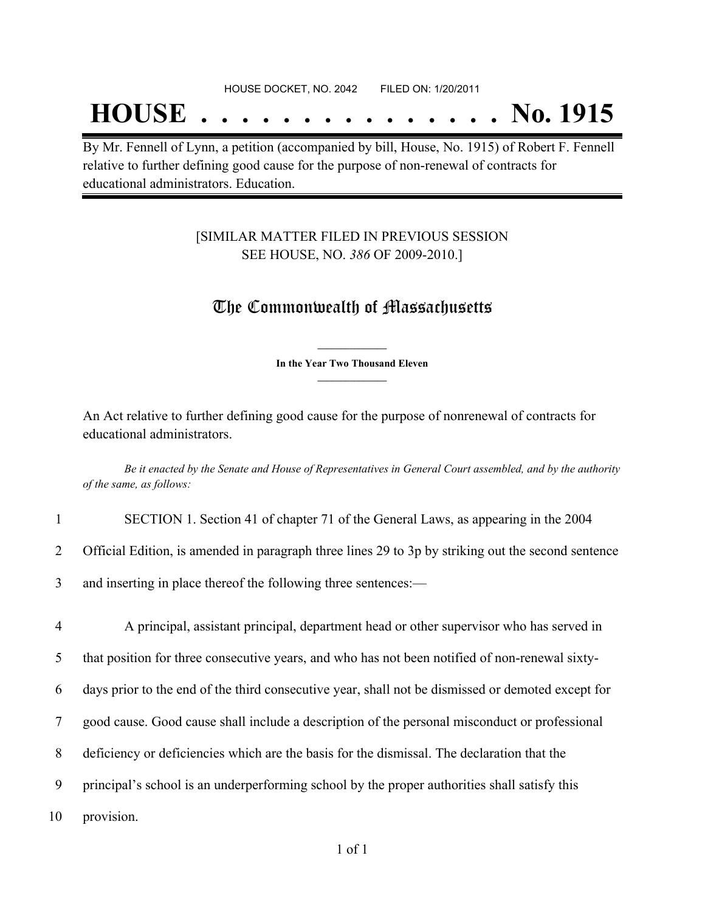HOUSE DOCKET, NO. 2042 FILED ON: 1/20/2011

# HOUSE . . . . . . . . . . . . . . . No. 1915

By Mr. Fennell of Lynn, a petition (accompanied by bill, House, No. 1915) of Robert F. Fennell relative to further defining good cause for the purpose of non-renewal of contracts for educational administrators. Education.

[SIMILAR MATTER FILED IN PREVIOUS SESSION SEE HOUSE, NO. *386* OF 2009-2010.]

## The Commonwealth of Massachusetts

**In the Year Two Thousand Eleven**

An Act relative to further defining good cause for the purpose of nonrenewal of contracts for educational administrators.

*Be it enacted by the Senate and House of Representatives in General Court assembled, and by the authority of the same, as follows:*

1 SECTION 1. Section 41 of chapter 71 of the General Laws, as appearing in the 2004
2 Official Edition, is amended in paragraph three lines 29 to 3p by striking out the second sentence
3 and inserting in place thereof the following three sentences:—

4 A principal, assistant principal, department head or other supervisor who has served in
5 that position for three consecutive years, and who has not been notified of non-renewal sixty-
6 days prior to the end of the third consecutive year, shall not be dismissed or demoted except for
7 good cause. Good cause shall include a description of the personal misconduct or professional
8 deficiency or deficiencies which are the basis for the dismissal. The declaration that the
9 principal's school is an underperforming school by the proper authorities shall satisfy this
10 provision.